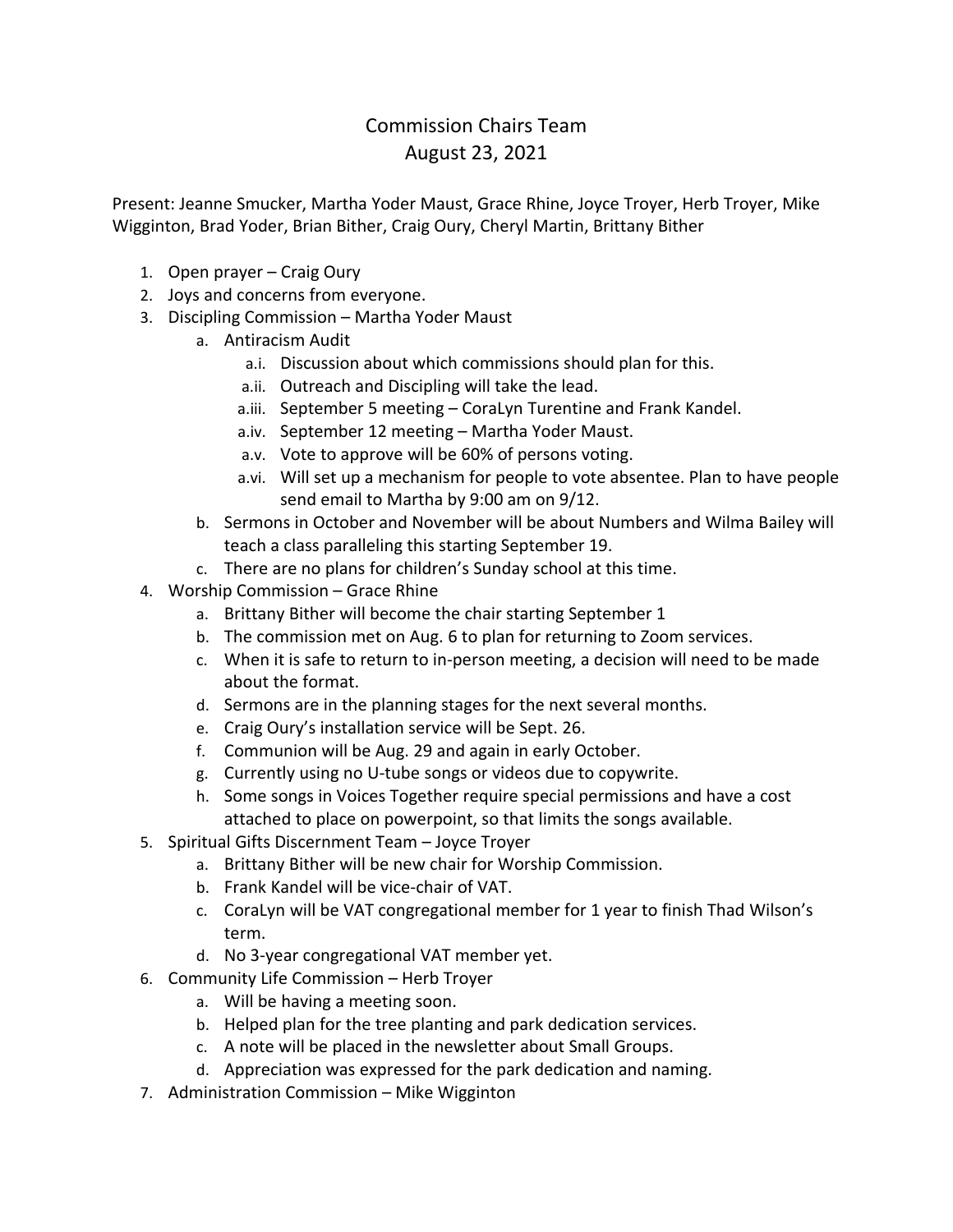# Commission Chairs Team
## August 23, 2021

Present: Jeanne Smucker, Martha Yoder Maust, Grace Rhine, Joyce Troyer, Herb Troyer, Mike Wigginton, Brad Yoder, Brian Bither, Craig Oury, Cheryl Martin, Brittany Bither

1. Open prayer – Craig Oury
2. Joys and concerns from everyone.
3. Discipling Commission – Martha Yoder Maust
   a. Antiracism Audit
      a.i. Discussion about which commissions should plan for this.
      a.ii. Outreach and Discipling will take the lead.
      a.iii. September 5 meeting – CoraLyn Turentine and Frank Kandel.
      a.iv. September 12 meeting – Martha Yoder Maust.
      a.v. Vote to approve will be 60% of persons voting.
      a.vi. Will set up a mechanism for people to vote absentee. Plan to have people send email to Martha by 9:00 am on 9/12.
   b. Sermons in October and November will be about Numbers and Wilma Bailey will teach a class paralleling this starting September 19.
   c. There are no plans for children's Sunday school at this time.
4. Worship Commission – Grace Rhine
   a. Brittany Bither will become the chair starting September 1
   b. The commission met on Aug. 6 to plan for returning to Zoom services.
   c. When it is safe to return to in-person meeting, a decision will need to be made about the format.
   d. Sermons are in the planning stages for the next several months.
   e. Craig Oury's installation service will be Sept. 26.
   f. Communion will be Aug. 29 and again in early October.
   g. Currently using no U-tube songs or videos due to copywrite.
   h. Some songs in Voices Together require special permissions and have a cost attached to place on powerpoint, so that limits the songs available.
5. Spiritual Gifts Discernment Team – Joyce Troyer
   a. Brittany Bither will be new chair for Worship Commission.
   b. Frank Kandel will be vice-chair of VAT.
   c. CoraLyn will be VAT congregational member for 1 year to finish Thad Wilson's term.
   d. No 3-year congregational VAT member yet.
6. Community Life Commission – Herb Troyer
   a. Will be having a meeting soon.
   b. Helped plan for the tree planting and park dedication services.
   c. A note will be placed in the newsletter about Small Groups.
   d. Appreciation was expressed for the park dedication and naming.
7. Administration Commission – Mike Wigginton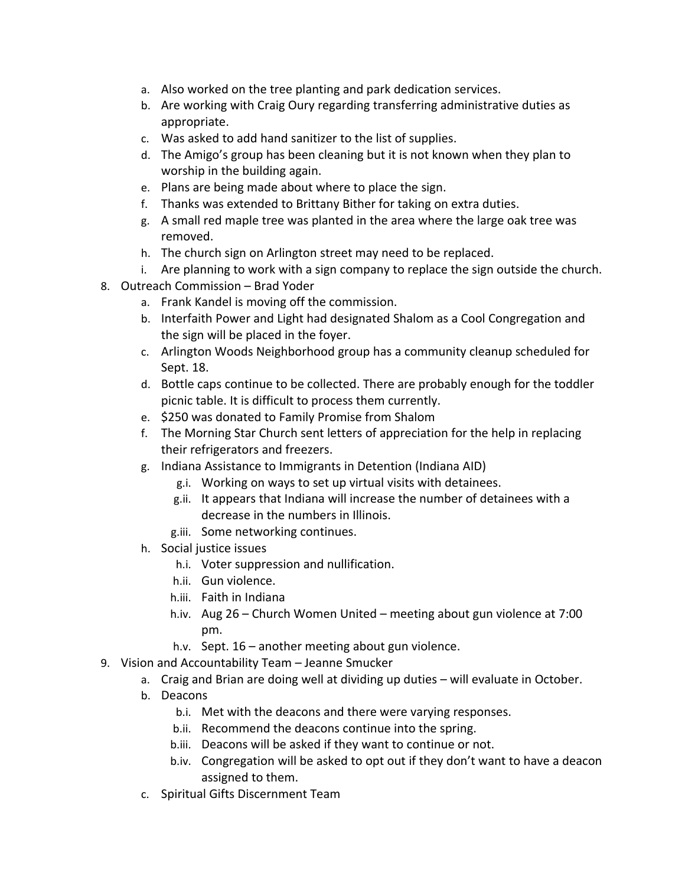a. Also worked on the tree planting and park dedication services.
   b. Are working with Craig Oury regarding transferring administrative duties as appropriate.
   c. Was asked to add hand sanitizer to the list of supplies.
   d. The Amigo's group has been cleaning but it is not known when they plan to worship in the building again.
   e. Plans are being made about where to place the sign.
   f. Thanks was extended to Brittany Bither for taking on extra duties.
   g. A small red maple tree was planted in the area where the large oak tree was removed.
   h. The church sign on Arlington street may need to be replaced.
   i. Are planning to work with a sign company to replace the sign outside the church.

8. Outreach Commission – Brad Yoder
   a. Frank Kandel is moving off the commission.
   b. Interfaith Power and Light had designated Shalom as a Cool Congregation and the sign will be placed in the foyer.
   c. Arlington Woods Neighborhood group has a community cleanup scheduled for Sept. 18.
   d. Bottle caps continue to be collected. There are probably enough for the toddler picnic table. It is difficult to process them currently.
   e. $250 was donated to Family Promise from Shalom
   f. The Morning Star Church sent letters of appreciation for the help in replacing their refrigerators and freezers.
   g. Indiana Assistance to Immigrants in Detention (Indiana AID)
      - g.i. Working on ways to set up virtual visits with detainees.
      - g.ii. It appears that Indiana will increase the number of detainees with a decrease in the numbers in Illinois.
      - g.iii. Some networking continues.
   h. Social justice issues
      - h.i. Voter suppression and nullification.
      - h.ii. Gun violence.
      - h.iii. Faith in Indiana
      - h.iv. Aug 26 – Church Women United – meeting about gun violence at 7:00 pm.
      - h.v. Sept. 16 – another meeting about gun violence.

9. Vision and Accountability Team – Jeanne Smucker
   a. Craig and Brian are doing well at dividing up duties – will evaluate in October.
   b. Deacons
      - b.i. Met with the deacons and there were varying responses.
      - b.ii. Recommend the deacons continue into the spring.
      - b.iii. Deacons will be asked if they want to continue or not.
      - b.iv. Congregation will be asked to opt out if they don't want to have a deacon assigned to them.
   c. Spiritual Gifts Discernment Team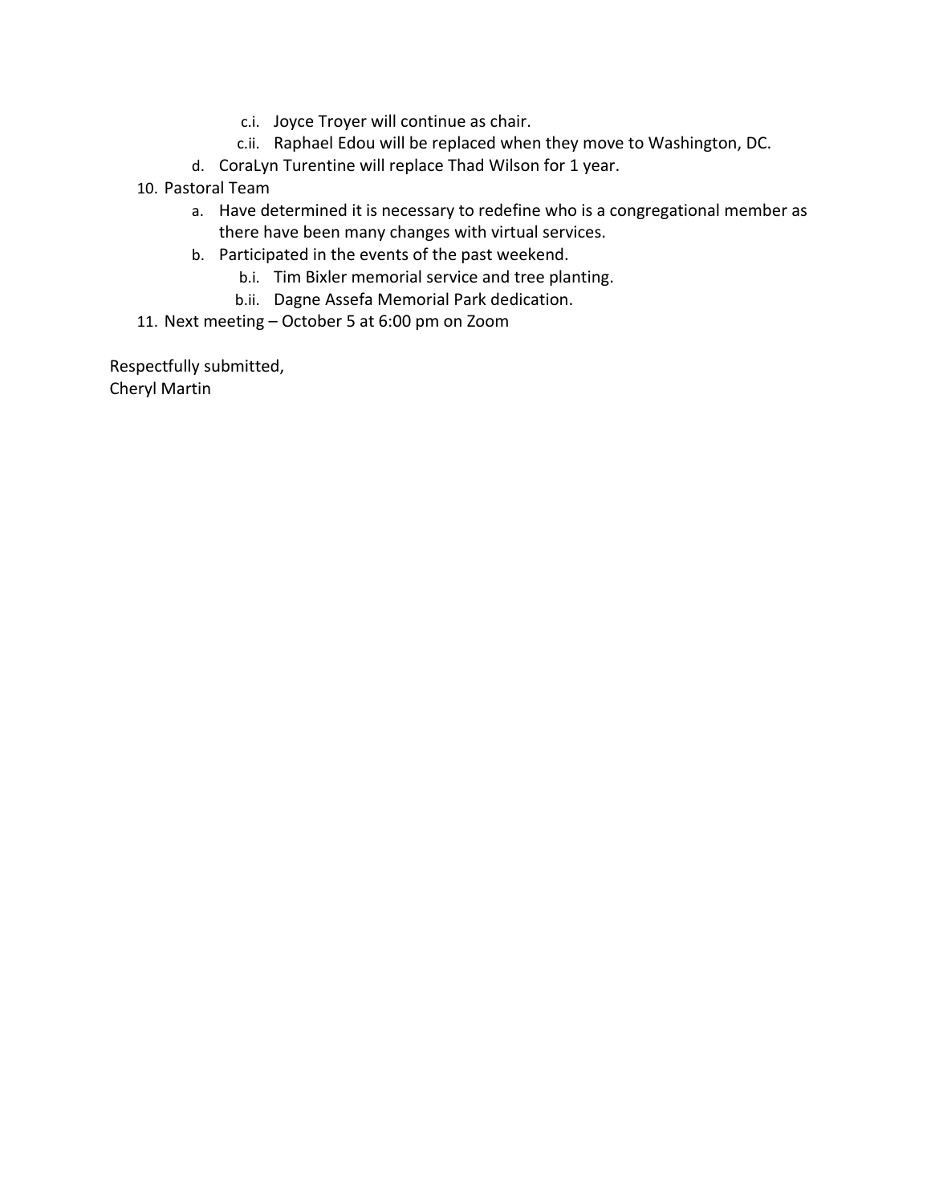- c.i. Joyce Troyer will continue as chair.
   - c.ii. Raphael Edou will be replaced when they move to Washington, DC.

   d. CoraLyn Turentine will replace Thad Wilson for 1 year.

10. Pastoral Team
    a. Have determined it is necessary to redefine who is a congregational member as there have been many changes with virtual services.
    b. Participated in the events of the past weekend.
       - b.i. Tim Bixler memorial service and tree planting.
       - b.ii. Dagne Assefa Memorial Park dedication.
11. Next meeting – October 5 at 6:00 pm on Zoom

Respectfully submitted,
Cheryl Martin